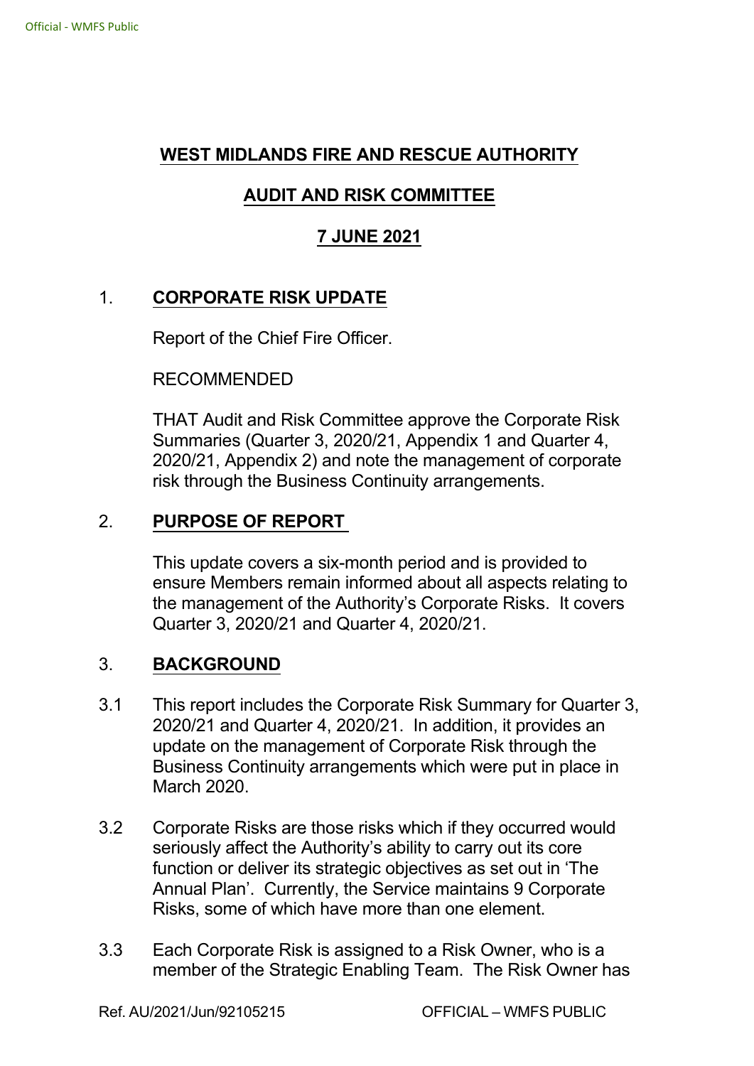# WEST MIDLANDS FIRE AND RESCUE AUTHORITY

## AUDIT AND RISK COMMITTEE

## 7 JUNE 2021

1. **CORPORATE RISK UPDATE**

   Report of the Chief Fire Officer.

   RECOMMENDED

   THAT Audit and Risk Committee approve the Corporate Risk Summaries (Quarter 3, 2020/21, Appendix 1 and Quarter 4, 2020/21, Appendix 2) and note the management of corporate risk through the Business Continuity arrangements.

2. **PURPOSE OF REPORT**

   This update covers a six-month period and is provided to ensure Members remain informed about all aspects relating to the management of the Authority's Corporate Risks. It covers Quarter 3, 2020/21 and Quarter 4, 2020/21.

3. **BACKGROUND**

3.1 This report includes the Corporate Risk Summary for Quarter 3, 2020/21 and Quarter 4, 2020/21. In addition, it provides an update on the management of Corporate Risk through the Business Continuity arrangements which were put in place in March 2020.

3.2 Corporate Risks are those risks which if they occurred would seriously affect the Authority's ability to carry out its core function or deliver its strategic objectives as set out in 'The Annual Plan'. Currently, the Service maintains 9 Corporate Risks, some of which have more than one element.

3.3 Each Corporate Risk is assigned to a Risk Owner, who is a member of the Strategic Enabling Team. The Risk Owner has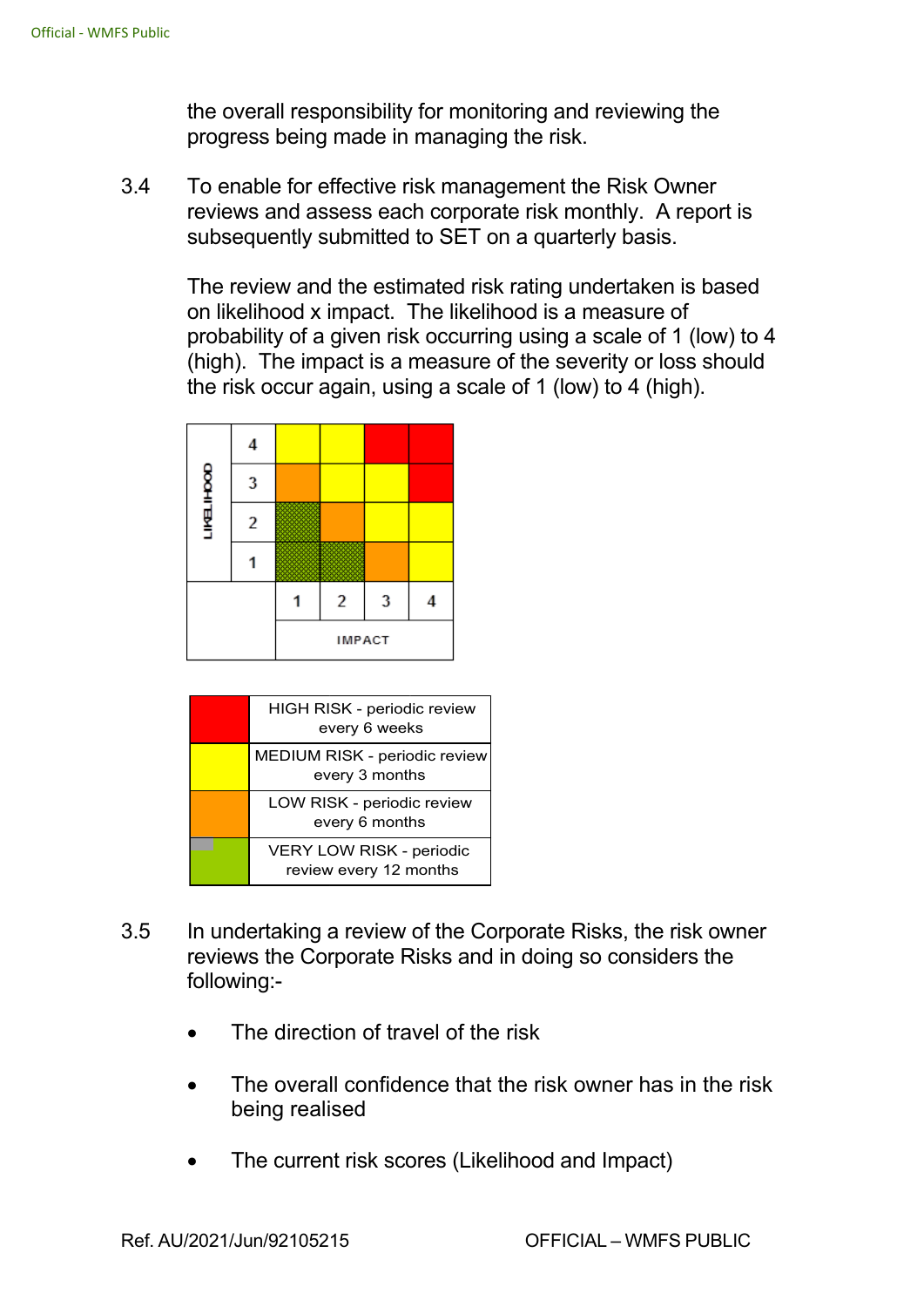the overall responsibility for monitoring and reviewing the progress being made in managing the risk.

3.4 To enable for effective risk management the Risk Owner reviews and assess each corporate risk monthly. A report is subsequently submitted to SET on a quarterly basis.

The review and the estimated risk rating undertaken is based on likelihood x impact. The likelihood is a measure of probability of a given risk occurring using a scale of 1 (low) to 4 (high). The impact is a measure of the severity or loss should the risk occur again, using a scale of 1 (low) to 4 (high).

| LIKELIHOOD | | | | | |
|---|---|---|---|---|---|
| | 4 | | | | |
| | 3 | | | | |
| | 2 | | | | |
| | 1 | | | | |
| | | 1 | 2 | 3 | 4 |
| | | IMPACT | | | |

| | |
|---|---|
| | HIGH RISK - periodic review every 6 weeks |
| | MEDIUM RISK - periodic review every 3 months |
| | LOW RISK - periodic review every 6 months |
| | VERY LOW RISK - periodic review every 12 months |

3.5 In undertaking a review of the Corporate Risks, the risk owner reviews the Corporate Risks and in doing so considers the following:-

- The direction of travel of the risk
- The overall confidence that the risk owner has in the risk being realised
- The current risk scores (Likelihood and Impact)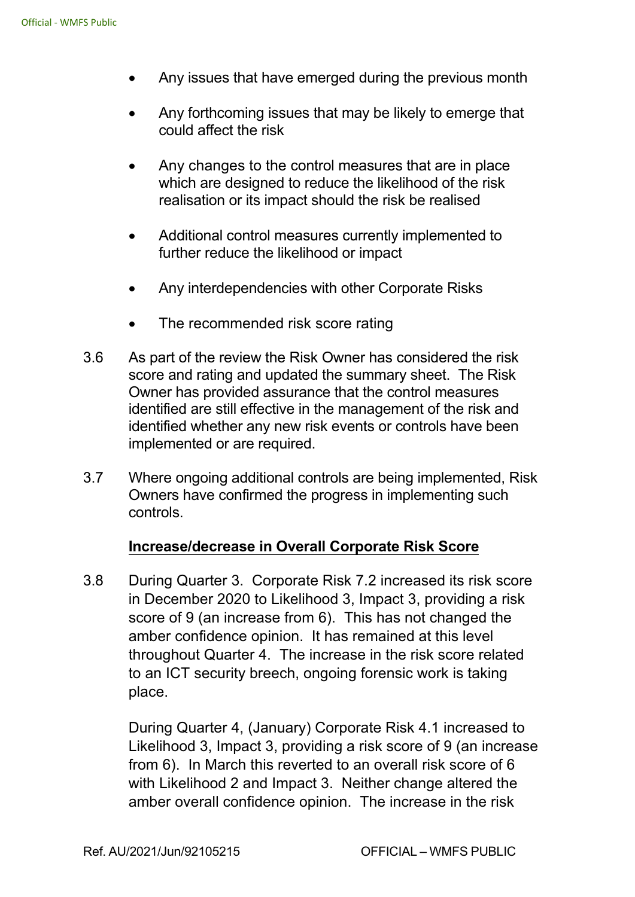- Any issues that have emerged during the previous month
- Any forthcoming issues that may be likely to emerge that could affect the risk
- Any changes to the control measures that are in place which are designed to reduce the likelihood of the risk realisation or its impact should the risk be realised
- Additional control measures currently implemented to further reduce the likelihood or impact
- Any interdependencies with other Corporate Risks
- The recommended risk score rating

3.6 As part of the review the Risk Owner has considered the risk score and rating and updated the summary sheet. The Risk Owner has provided assurance that the control measures identified are still effective in the management of the risk and identified whether any new risk events or controls have been implemented or are required.

3.7 Where ongoing additional controls are being implemented, Risk Owners have confirmed the progress in implementing such controls.

**Increase/decrease in Overall Corporate Risk Score**

3.8 During Quarter 3. Corporate Risk 7.2 increased its risk score in December 2020 to Likelihood 3, Impact 3, providing a risk score of 9 (an increase from 6). This has not changed the amber confidence opinion. It has remained at this level throughout Quarter 4. The increase in the risk score related to an ICT security breech, ongoing forensic work is taking place.

During Quarter 4, (January) Corporate Risk 4.1 increased to Likelihood 3, Impact 3, providing a risk score of 9 (an increase from 6). In March this reverted to an overall risk score of 6 with Likelihood 2 and Impact 3. Neither change altered the amber overall confidence opinion. The increase in the risk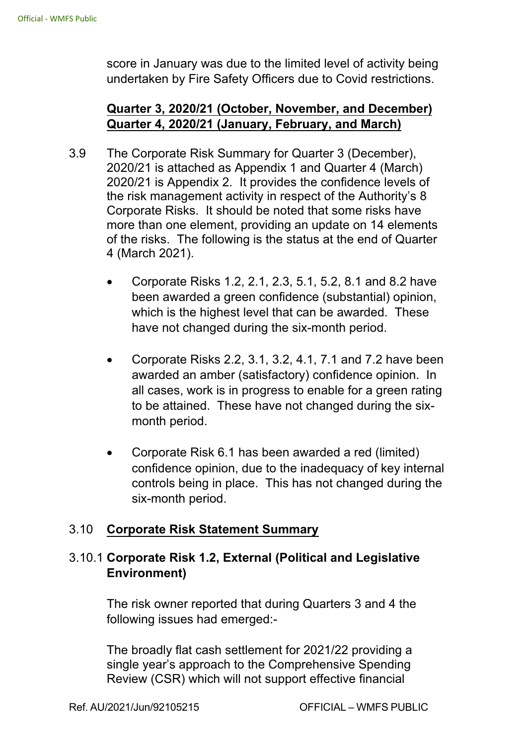score in January was due to the limited level of activity being undertaken by Fire Safety Officers due to Covid restrictions.

**Quarter 3, 2020/21 (October, November, and December)**
**Quarter 4, 2020/21 (January, February, and March)**

3.9 The Corporate Risk Summary for Quarter 3 (December), 2020/21 is attached as Appendix 1 and Quarter 4 (March) 2020/21 is Appendix 2. It provides the confidence levels of the risk management activity in respect of the Authority's 8 Corporate Risks. It should be noted that some risks have more than one element, providing an update on 14 elements of the risks. The following is the status at the end of Quarter 4 (March 2021).

- Corporate Risks 1.2, 2.1, 2.3, 5.1, 5.2, 8.1 and 8.2 have been awarded a green confidence (substantial) opinion, which is the highest level that can be awarded. These have not changed during the six-month period.

- Corporate Risks 2.2, 3.1, 3.2, 4.1, 7.1 and 7.2 have been awarded an amber (satisfactory) confidence opinion. In all cases, work is in progress to enable for a green rating to be attained. These have not changed during the six-month period.

- Corporate Risk 6.1 has been awarded a red (limited) confidence opinion, due to the inadequacy of key internal controls being in place. This has not changed during the six-month period.

3.10 **Corporate Risk Statement Summary**

3.10.1 **Corporate Risk 1.2, External (Political and Legislative Environment)**

The risk owner reported that during Quarters 3 and 4 the following issues had emerged:-

The broadly flat cash settlement for 2021/22 providing a single year's approach to the Comprehensive Spending Review (CSR) which will not support effective financial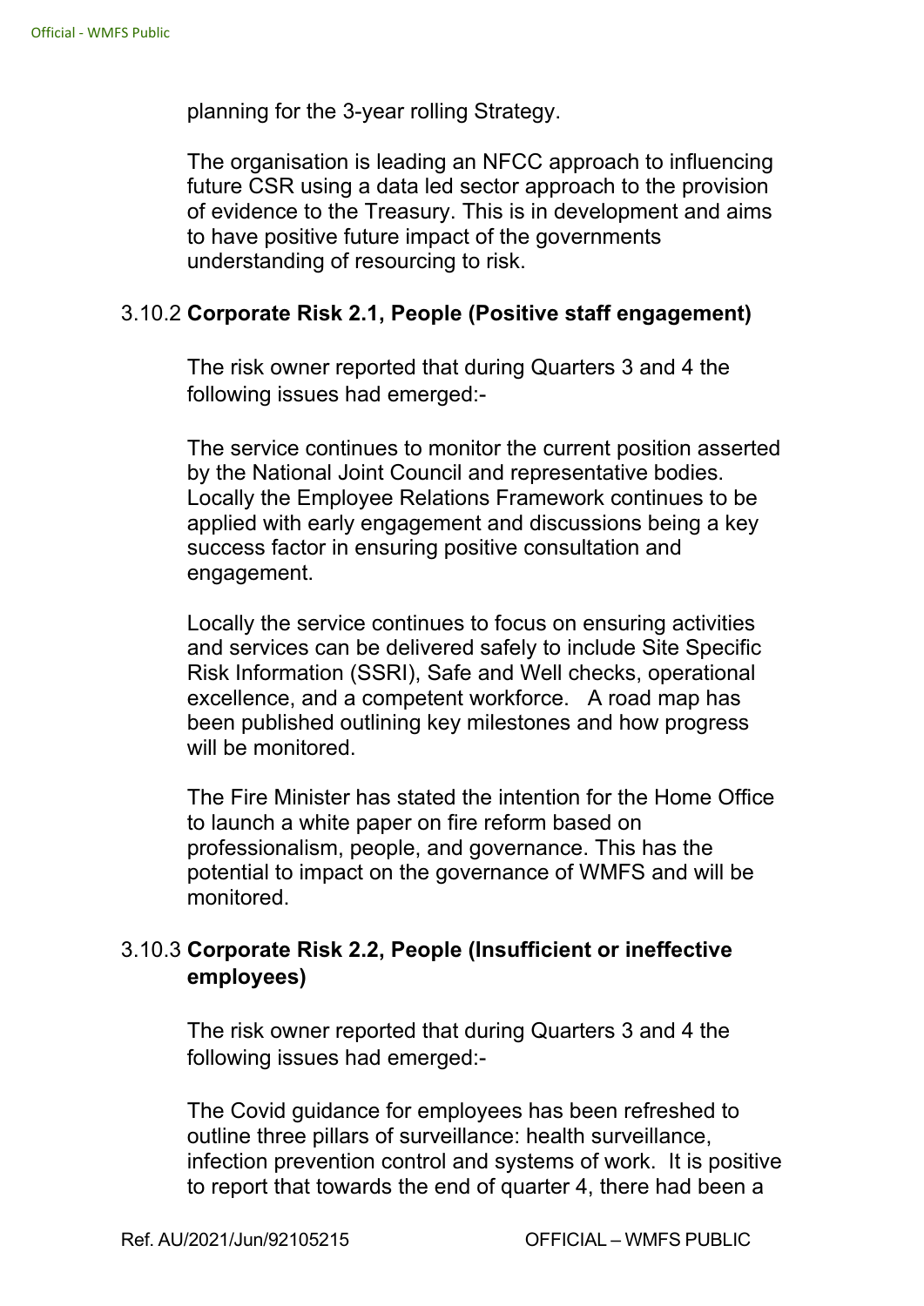planning for the 3-year rolling Strategy.

The organisation is leading an NFCC approach to influencing future CSR using a data led sector approach to the provision of evidence to the Treasury. This is in development and aims to have positive future impact of the governments understanding of resourcing to risk.

3.10.2 **Corporate Risk 2.1, People (Positive staff engagement)**

The risk owner reported that during Quarters 3 and 4 the following issues had emerged:-

The service continues to monitor the current position asserted by the National Joint Council and representative bodies. Locally the Employee Relations Framework continues to be applied with early engagement and discussions being a key success factor in ensuring positive consultation and engagement.

Locally the service continues to focus on ensuring activities and services can be delivered safely to include Site Specific Risk Information (SSRI), Safe and Well checks, operational excellence, and a competent workforce. A road map has been published outlining key milestones and how progress will be monitored.

The Fire Minister has stated the intention for the Home Office to launch a white paper on fire reform based on professionalism, people, and governance. This has the potential to impact on the governance of WMFS and will be monitored.

3.10.3 **Corporate Risk 2.2, People (Insufficient or ineffective employees)**

The risk owner reported that during Quarters 3 and 4 the following issues had emerged:-

The Covid guidance for employees has been refreshed to outline three pillars of surveillance: health surveillance, infection prevention control and systems of work. It is positive to report that towards the end of quarter 4, there had been a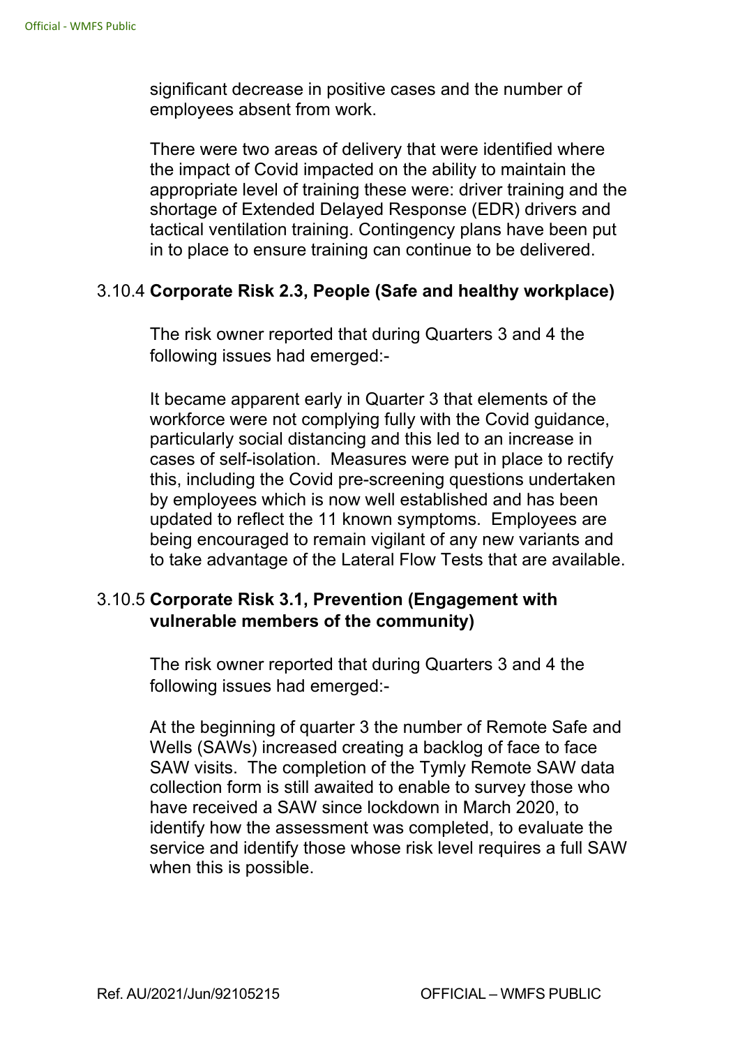significant decrease in positive cases and the number of employees absent from work.

There were two areas of delivery that were identified where the impact of Covid impacted on the ability to maintain the appropriate level of training these were: driver training and the shortage of Extended Delayed Response (EDR) drivers and tactical ventilation training. Contingency plans have been put in to place to ensure training can continue to be delivered.

3.10.4 **Corporate Risk 2.3, People (Safe and healthy workplace)**

The risk owner reported that during Quarters 3 and 4 the following issues had emerged:-

It became apparent early in Quarter 3 that elements of the workforce were not complying fully with the Covid guidance, particularly social distancing and this led to an increase in cases of self-isolation. Measures were put in place to rectify this, including the Covid pre-screening questions undertaken by employees which is now well established and has been updated to reflect the 11 known symptoms. Employees are being encouraged to remain vigilant of any new variants and to take advantage of the Lateral Flow Tests that are available.

3.10.5 **Corporate Risk 3.1, Prevention (Engagement with vulnerable members of the community)**

The risk owner reported that during Quarters 3 and 4 the following issues had emerged:-

At the beginning of quarter 3 the number of Remote Safe and Wells (SAWs) increased creating a backlog of face to face SAW visits. The completion of the Tymly Remote SAW data collection form is still awaited to enable to survey those who have received a SAW since lockdown in March 2020, to identify how the assessment was completed, to evaluate the service and identify those whose risk level requires a full SAW when this is possible.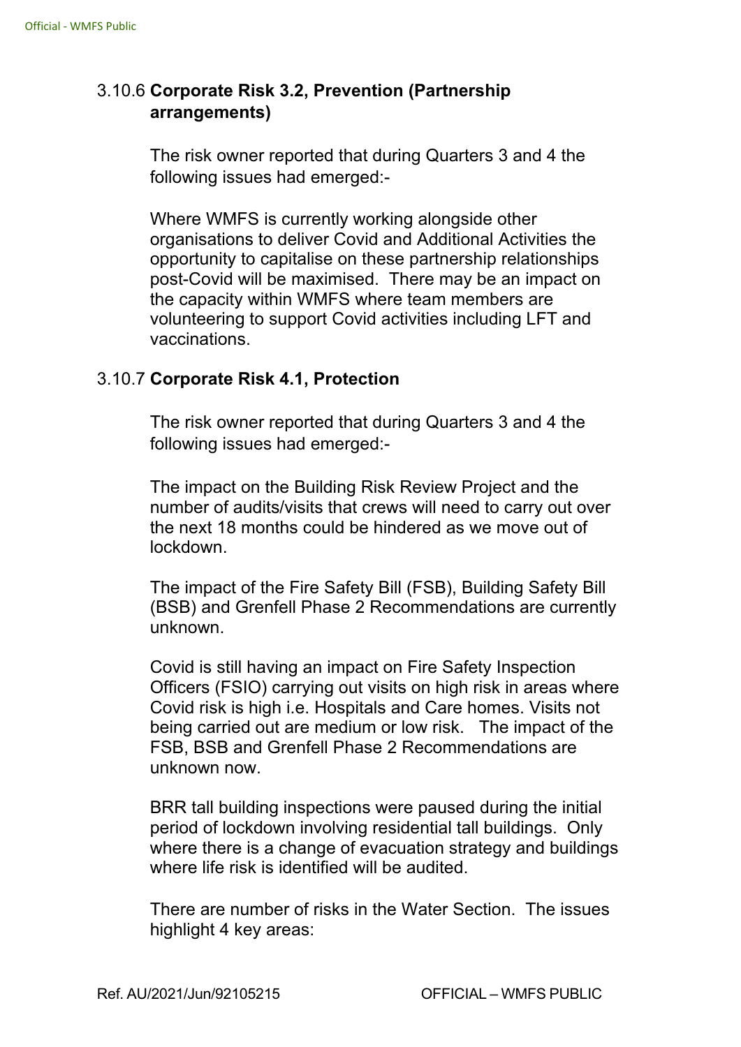3.10.6 **Corporate Risk 3.2, Prevention (Partnership arrangements)**

The risk owner reported that during Quarters 3 and 4 the following issues had emerged:-

Where WMFS is currently working alongside other organisations to deliver Covid and Additional Activities the opportunity to capitalise on these partnership relationships post-Covid will be maximised. There may be an impact on the capacity within WMFS where team members are volunteering to support Covid activities including LFT and vaccinations.

3.10.7 **Corporate Risk 4.1, Protection**

The risk owner reported that during Quarters 3 and 4 the following issues had emerged:-

The impact on the Building Risk Review Project and the number of audits/visits that crews will need to carry out over the next 18 months could be hindered as we move out of lockdown.

The impact of the Fire Safety Bill (FSB), Building Safety Bill (BSB) and Grenfell Phase 2 Recommendations are currently unknown.

Covid is still having an impact on Fire Safety Inspection Officers (FSIO) carrying out visits on high risk in areas where Covid risk is high i.e. Hospitals and Care homes. Visits not being carried out are medium or low risk. The impact of the FSB, BSB and Grenfell Phase 2 Recommendations are unknown now.

BRR tall building inspections were paused during the initial period of lockdown involving residential tall buildings. Only where there is a change of evacuation strategy and buildings where life risk is identified will be audited.

There are number of risks in the Water Section. The issues highlight 4 key areas: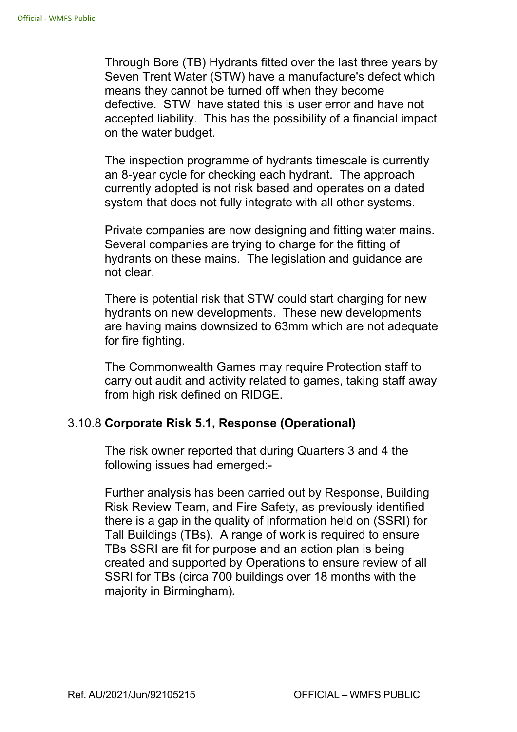Through Bore (TB) Hydrants fitted over the last three years by Seven Trent Water (STW) have a manufacture's defect which means they cannot be turned off when they become defective. STW have stated this is user error and have not accepted liability. This has the possibility of a financial impact on the water budget.

The inspection programme of hydrants timescale is currently an 8-year cycle for checking each hydrant. The approach currently adopted is not risk based and operates on a dated system that does not fully integrate with all other systems.

Private companies are now designing and fitting water mains. Several companies are trying to charge for the fitting of hydrants on these mains. The legislation and guidance are not clear.

There is potential risk that STW could start charging for new hydrants on new developments. These new developments are having mains downsized to 63mm which are not adequate for fire fighting.

The Commonwealth Games may require Protection staff to carry out audit and activity related to games, taking staff away from high risk defined on RIDGE.

3.10.8 **Corporate Risk 5.1, Response (Operational)**

The risk owner reported that during Quarters 3 and 4 the following issues had emerged:-

Further analysis has been carried out by Response, Building Risk Review Team, and Fire Safety, as previously identified there is a gap in the quality of information held on (SSRI) for Tall Buildings (TBs). A range of work is required to ensure TBs SSRI are fit for purpose and an action plan is being created and supported by Operations to ensure review of all SSRI for TBs (circa 700 buildings over 18 months with the majority in Birmingham).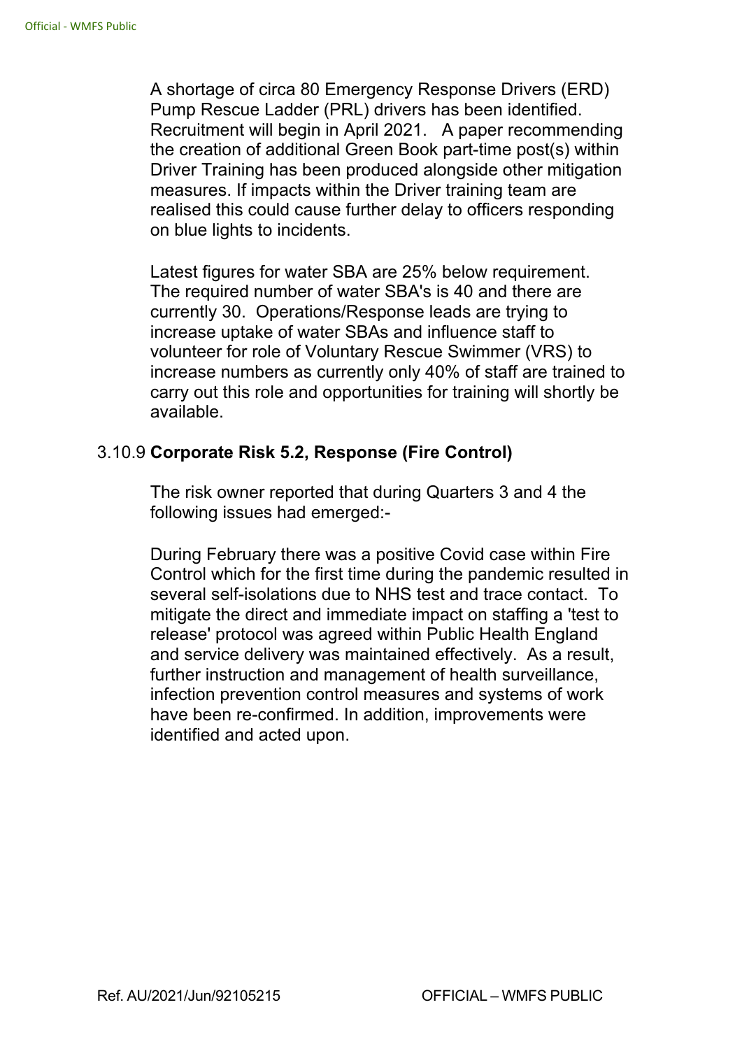A shortage of circa 80 Emergency Response Drivers (ERD) Pump Rescue Ladder (PRL) drivers has been identified. Recruitment will begin in April 2021. A paper recommending the creation of additional Green Book part-time post(s) within Driver Training has been produced alongside other mitigation measures. If impacts within the Driver training team are realised this could cause further delay to officers responding on blue lights to incidents.

Latest figures for water SBA are 25% below requirement. The required number of water SBA's is 40 and there are currently 30. Operations/Response leads are trying to increase uptake of water SBAs and influence staff to volunteer for role of Voluntary Rescue Swimmer (VRS) to increase numbers as currently only 40% of staff are trained to carry out this role and opportunities for training will shortly be available.

3.10.9 **Corporate Risk 5.2, Response (Fire Control)**

The risk owner reported that during Quarters 3 and 4 the following issues had emerged:-

During February there was a positive Covid case within Fire Control which for the first time during the pandemic resulted in several self-isolations due to NHS test and trace contact. To mitigate the direct and immediate impact on staffing a 'test to release' protocol was agreed within Public Health England and service delivery was maintained effectively. As a result, further instruction and management of health surveillance, infection prevention control measures and systems of work have been re-confirmed. In addition, improvements were identified and acted upon.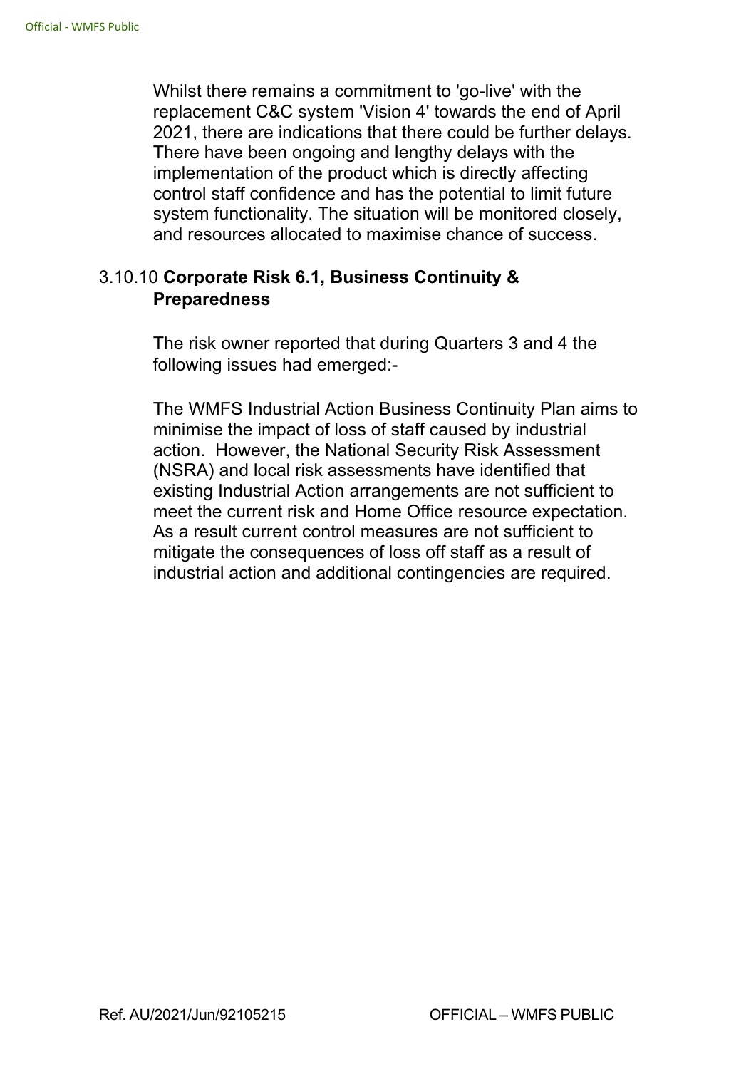Whilst there remains a commitment to 'go-live' with the replacement C&C system 'Vision 4' towards the end of April 2021, there are indications that there could be further delays. There have been ongoing and lengthy delays with the implementation of the product which is directly affecting control staff confidence and has the potential to limit future system functionality. The situation will be monitored closely, and resources allocated to maximise chance of success.

3.10.10 **Corporate Risk 6.1, Business Continuity & Preparedness**

The risk owner reported that during Quarters 3 and 4 the following issues had emerged:-

The WMFS Industrial Action Business Continuity Plan aims to minimise the impact of loss of staff caused by industrial action. However, the National Security Risk Assessment (NSRA) and local risk assessments have identified that existing Industrial Action arrangements are not sufficient to meet the current risk and Home Office resource expectation. As a result current control measures are not sufficient to mitigate the consequences of loss off staff as a result of industrial action and additional contingencies are required.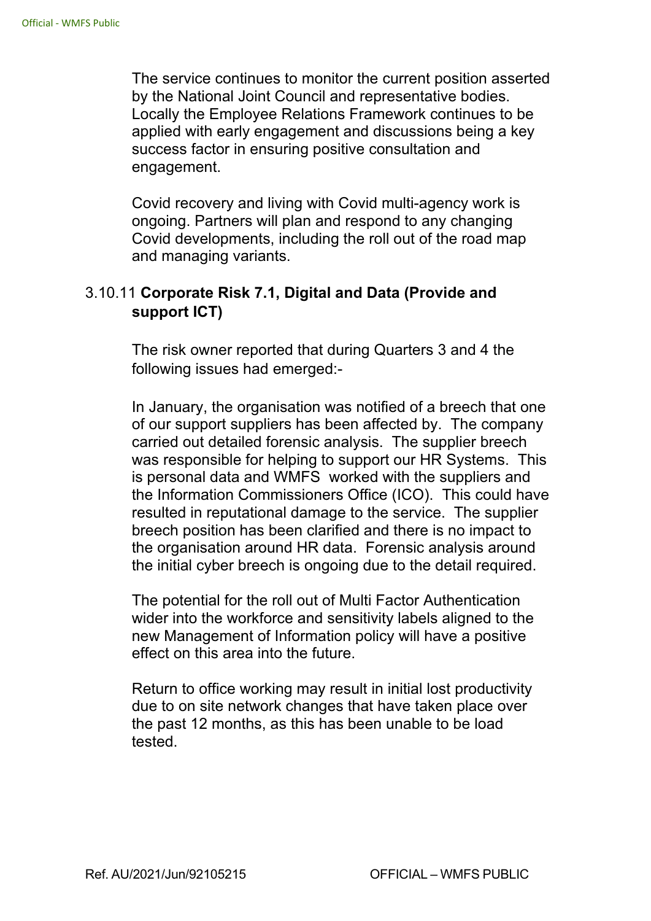The service continues to monitor the current position asserted by the National Joint Council and representative bodies. Locally the Employee Relations Framework continues to be applied with early engagement and discussions being a key success factor in ensuring positive consultation and engagement.

Covid recovery and living with Covid multi-agency work is ongoing. Partners will plan and respond to any changing Covid developments, including the roll out of the road map and managing variants.

3.10.11 **Corporate Risk 7.1, Digital and Data (Provide and support ICT)**

The risk owner reported that during Quarters 3 and 4 the following issues had emerged:-

In January, the organisation was notified of a breech that one of our support suppliers has been affected by. The company carried out detailed forensic analysis. The supplier breech was responsible for helping to support our HR Systems. This is personal data and WMFS worked with the suppliers and the Information Commissioners Office (ICO). This could have resulted in reputational damage to the service. The supplier breech position has been clarified and there is no impact to the organisation around HR data. Forensic analysis around the initial cyber breech is ongoing due to the detail required.

The potential for the roll out of Multi Factor Authentication wider into the workforce and sensitivity labels aligned to the new Management of Information policy will have a positive effect on this area into the future.

Return to office working may result in initial lost productivity due to on site network changes that have taken place over the past 12 months, as this has been unable to be load tested.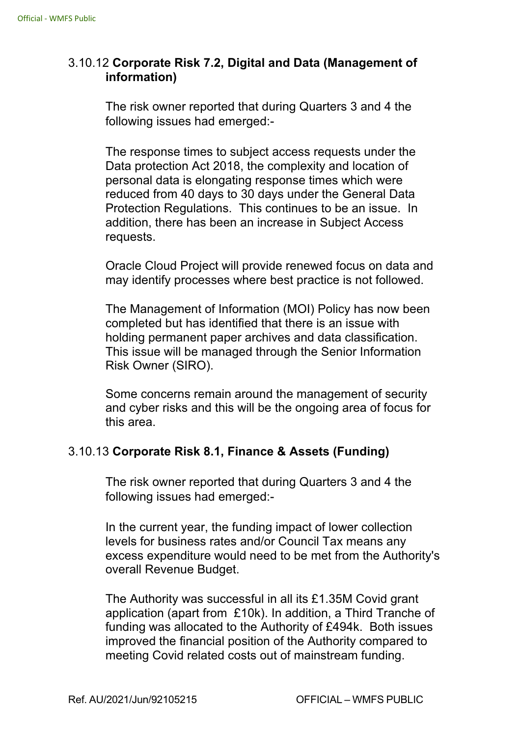3.10.12 **Corporate Risk 7.2, Digital and Data (Management of information)**

The risk owner reported that during Quarters 3 and 4 the following issues had emerged:-

The response times to subject access requests under the Data protection Act 2018, the complexity and location of personal data is elongating response times which were reduced from 40 days to 30 days under the General Data Protection Regulations. This continues to be an issue. In addition, there has been an increase in Subject Access requests.

Oracle Cloud Project will provide renewed focus on data and may identify processes where best practice is not followed.

The Management of Information (MOI) Policy has now been completed but has identified that there is an issue with holding permanent paper archives and data classification. This issue will be managed through the Senior Information Risk Owner (SIRO).

Some concerns remain around the management of security and cyber risks and this will be the ongoing area of focus for this area.

3.10.13 **Corporate Risk 8.1, Finance & Assets (Funding)**

The risk owner reported that during Quarters 3 and 4 the following issues had emerged:-

In the current year, the funding impact of lower collection levels for business rates and/or Council Tax means any excess expenditure would need to be met from the Authority's overall Revenue Budget.

The Authority was successful in all its £1.35M Covid grant application (apart from £10k). In addition, a Third Tranche of funding was allocated to the Authority of £494k. Both issues improved the financial position of the Authority compared to meeting Covid related costs out of mainstream funding.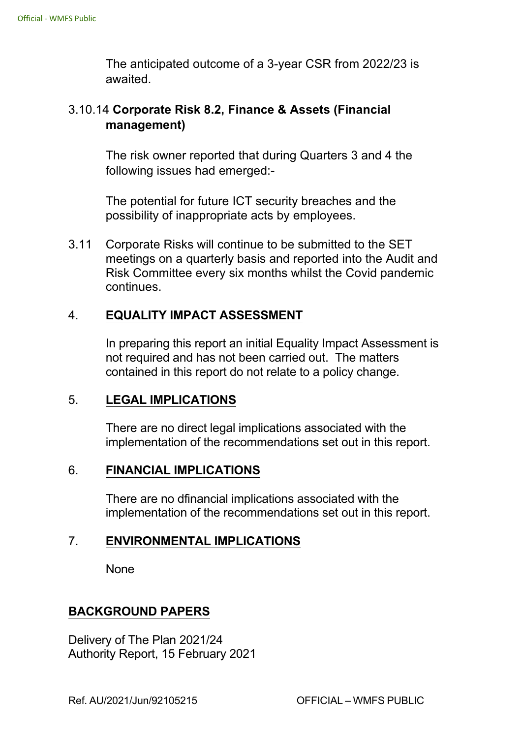The anticipated outcome of a 3-year CSR from 2022/23 is awaited.

3.10.14 **Corporate Risk 8.2, Finance & Assets (Financial management)**

The risk owner reported that during Quarters 3 and 4 the following issues had emerged:-

The potential for future ICT security breaches and the possibility of inappropriate acts by employees.

3.11 Corporate Risks will continue to be submitted to the SET meetings on a quarterly basis and reported into the Audit and Risk Committee every six months whilst the Covid pandemic continues.

## 4. EQUALITY IMPACT ASSESSMENT

In preparing this report an initial Equality Impact Assessment is not required and has not been carried out. The matters contained in this report do not relate to a policy change.

## 5. LEGAL IMPLICATIONS

There are no direct legal implications associated with the implementation of the recommendations set out in this report.

## 6. FINANCIAL IMPLICATIONS

There are no dfinancial implications associated with the implementation of the recommendations set out in this report.

## 7. ENVIRONMENTAL IMPLICATIONS

None

## BACKGROUND PAPERS

Delivery of The Plan 2021/24
Authority Report, 15 February 2021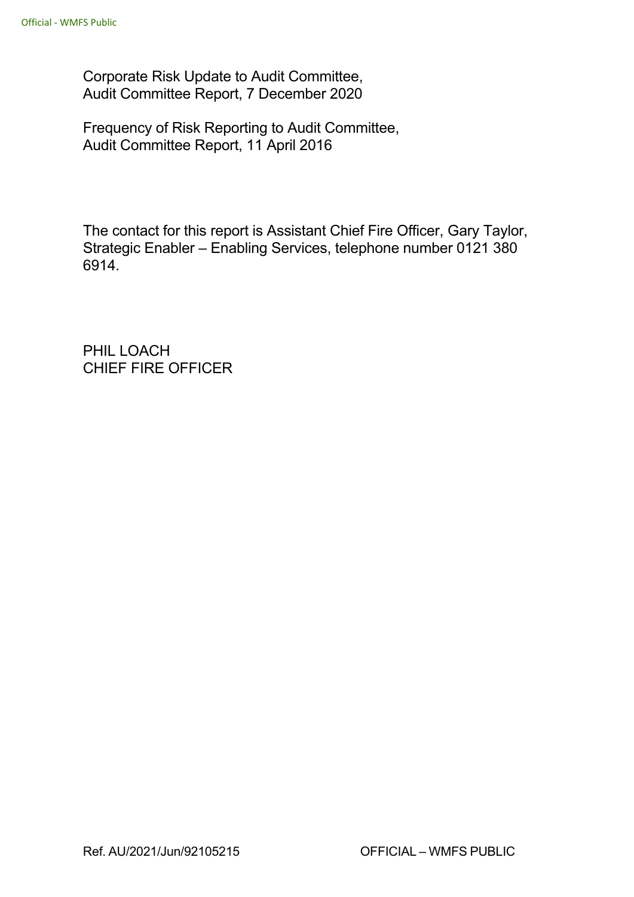Corporate Risk Update to Audit Committee,
Audit Committee Report, 7 December 2020

Frequency of Risk Reporting to Audit Committee,
Audit Committee Report, 11 April 2016

The contact for this report is Assistant Chief Fire Officer, Gary Taylor, Strategic Enabler – Enabling Services, telephone number 0121 380 6914.

PHIL LOACH
CHIEF FIRE OFFICER

Ref. AU/2021/Jun/92105215